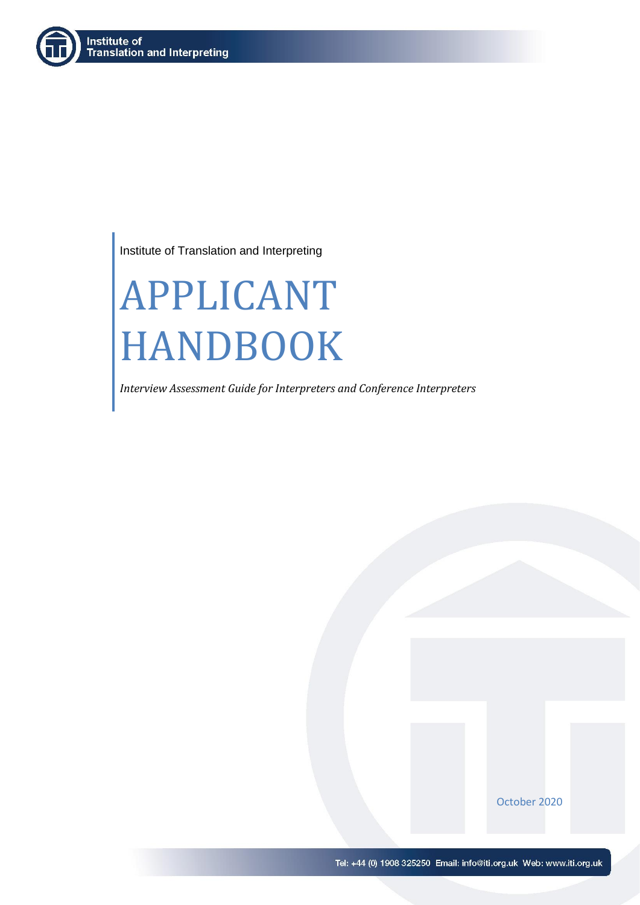Institute of Translation and Interpreting

# APPLICANT HANDBOOK

*Interview Assessment Guide for Interpreters and Conference Interpreters*

October 2020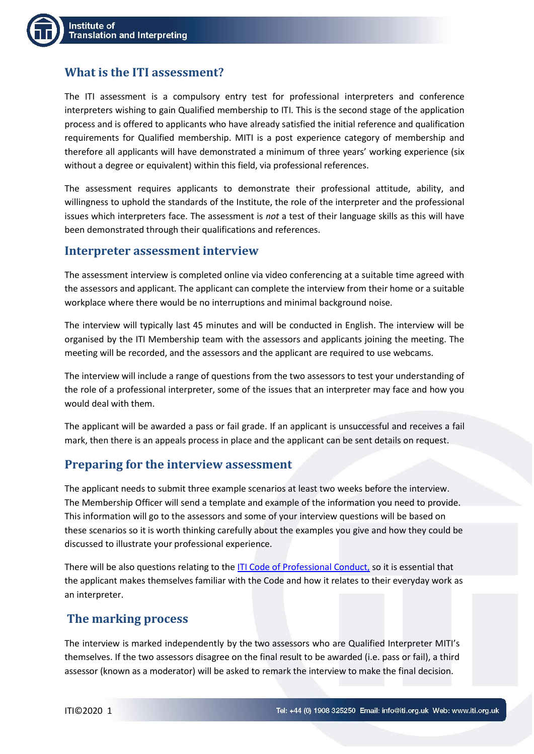## What is the ITI assessment?

The ITI assessment is a compulsory entry test for professional interpreters and conference interpreters wishing to gain Qualified membership to ITI. This is the second stage of the application process and is offered to applicants who have already satisfied the initial reference and qualification requirements for Qualified membership. MITI is a post experience category of membership and therefore all applicants will have demonstrated a minimum of three years' working experience (six without a degree or equivalent) within this field, via professional references.

The assessment requires applicants to demonstrate their professional attitude, ability, and willingness to uphold the standards of the Institute, the role of the interpreter and the professional issues which interpreters face. The assessment is *not* a test of their language skills as this will have been demonstrated through their qualifications and references.

## Interpreter assessment interview

The assessment interview is completed online via video conferencing at a suitable time agreed with the assessors and applicant. The applicant can complete the interview from their home or a suitable workplace where there would be no interruptions and minimal background noise.

The interview will typically last 45 minutes and will be conducted in English. The interview will be organised by the ITI Membership team with the assessors and applicants joining the meeting. The meeting will be recorded, and the assessors and the applicant are required to use webcams.

The interview will include a range of questions from the two assessors to test your understanding of the role of a professional interpreter, some of the issues that an interpreter may face and how you would deal with them.

The applicant will be awarded a pass or fail grade. If an applicant is unsuccessful and receives a fail mark, then there is an appeals process in place and the applicant can be sent details on request.

## Preparing for the interview assessment

The applicant needs to submit three example scenarios at least two weeks before the interview. The Membership Officer will send a template and example of the information you need to provide. This information will go to the assessors and some of your interview questions will be based on these scenarios so it is worth thinking carefully about the examples you give and how they could be discussed to illustrate your professional experience.

There will be also questions relating to the ITI Code of Professional Conduct, so it is essential that the applicant makes themselves familiar with the Code and how it relates to their everyday work as an interpreter.

## The marking process

The interview is marked independently by the two assessors who are Qualified Interpreter MITI's themselves. If the two assessors disagree on the final result to be awarded (i.e. pass or fail), a third assessor (known as a moderator) will be asked to remark the interview to make the final decision.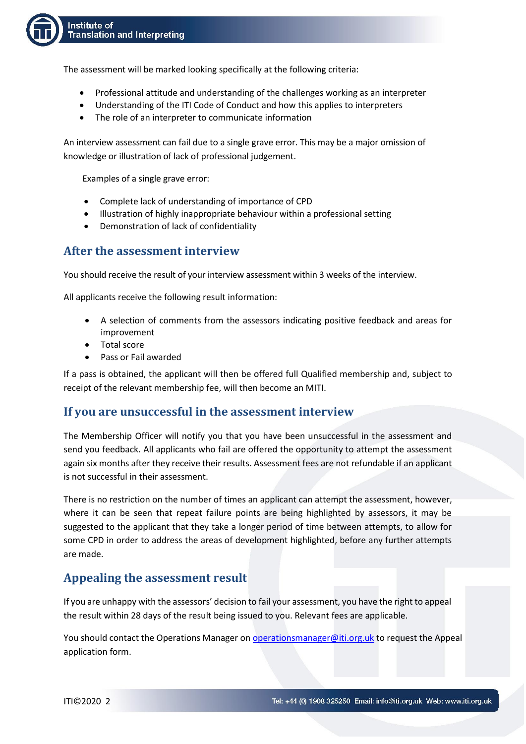The assessment will be marked looking specifically at the following criteria:

- Professional attitude and understanding of the challenges working as an interpreter
- Understanding of the ITI Code of Conduct and how this applies to interpreters
- The role of an interpreter to communicate information

An interview assessment can fail due to a single grave error. This may be a major omission of knowledge or illustration of lack of professional judgement.

Examples of a single grave error:

- Complete lack of understanding of importance of CPD
- Illustration of highly inappropriate behaviour within a professional setting
- Demonstration of lack of confidentiality

## After the assessment interview

You should receive the result of your interview assessment within 3 weeks of the interview.

All applicants receive the following result information:

- A selection of comments from the assessors indicating positive feedback and areas for improvement
- Total score
- Pass or Fail awarded

If a pass is obtained, the applicant will then be offered full Qualified membership and, subject to receipt of the relevant membership fee, will then become an MITI.

## If you are unsuccessful in the assessment interview

The Membership Officer will notify you that you have been unsuccessful in the assessment and send you feedback. All applicants who fail are offered the opportunity to attempt the assessment again six months after they receive their results. Assessment fees are not refundable if an applicant is not successful in their assessment.

There is no restriction on the number of times an applicant can attempt the assessment, however, where it can be seen that repeat failure points are being highlighted by assessors, it may be suggested to the applicant that they take a longer period of time between attempts, to allow for some CPD in order to address the areas of development highlighted, before any further attempts are made.

## Appealing the assessment result

If you are unhappy with the assessors' decision to fail your assessment, you have the right to appeal the result within 28 days of the result being issued to you. Relevant fees are applicable.

You should contact the Operations Manager on operationsmanager@iti.org.uk to request the Appeal application form.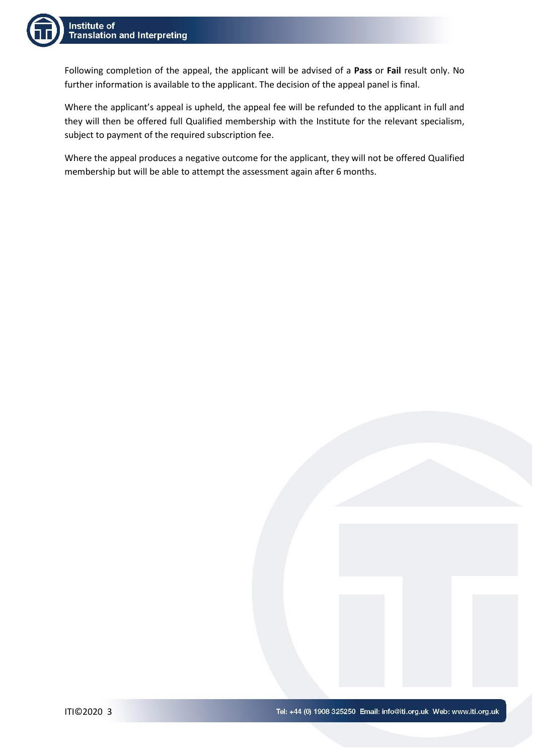Following completion of the appeal, the applicant will be advised of a **Pass** or **Fail** result only. No further information is available to the applicant. The decision of the appeal panel is final.

Where the applicant's appeal is upheld, the appeal fee will be refunded to the applicant in full and they will then be offered full Qualified membership with the Institute for the relevant specialism, subject to payment of the required subscription fee.

Where the appeal produces a negative outcome for the applicant, they will not be offered Qualified membership but will be able to attempt the assessment again after 6 months.